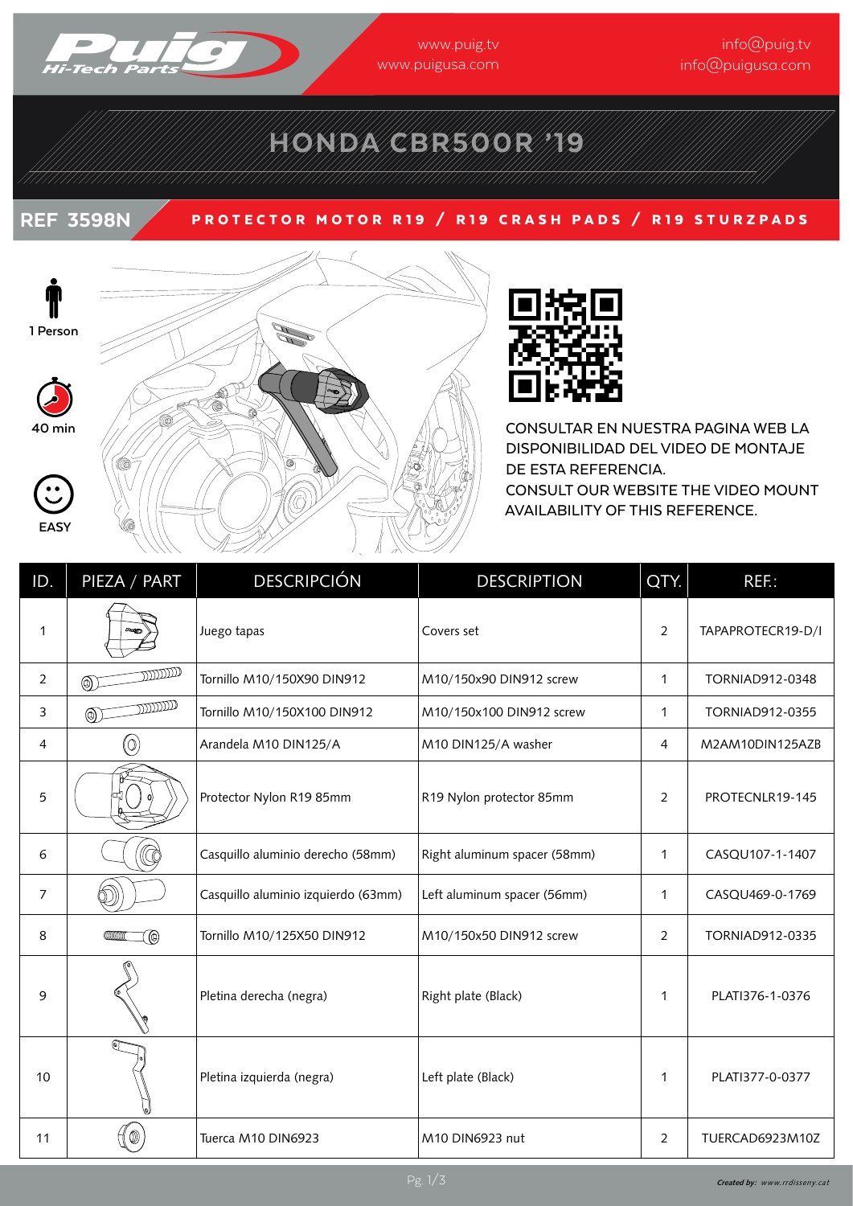www.puig.tv
www.puigusa.com

info@puig.tv
info@puigusa.com

# HONDA CBR500R '19

## REF 3598N

**PROTECTOR MOTOR R19 / R19 CRASH PADS / R19 STURZPADS**

1 Person

40 min

EASY

CONSULTAR EN NUESTRA PAGINA WEB LA DISPONIBILIDAD DEL VIDEO DE MONTAJE DE ESTA REFERENCIA.
CONSULT OUR WEBSITE THE VIDEO MOUNT AVAILABILITY OF THIS REFERENCE.

| ID. | PIEZA / PART | DESCRIPCIÓN | DESCRIPTION | QTY. | REF.: |
|---|---|---|---|---|---|
| 1 | | Juego tapas | Covers set | 2 | TAPAPROTECR19-D/I |
| 2 | | Tornillo M10/150X90 DIN912 | M10/150x90 DIN912 screw | 1 | TORNIAD912-0348 |
| 3 | | Tornillo M10/150X100 DIN912 | M10/150x100 DIN912 screw | 1 | TORNIAD912-0355 |
| 4 | | Arandela M10 DIN125/A | M10 DIN125/A washer | 4 | M2AM10DIN125AZB |
| 5 | | Protector Nylon R19 85mm | R19 Nylon protector 85mm | 2 | PROTECNLR19-145 |
| 6 | | Casquillo aluminio derecho (58mm) | Right aluminum spacer (58mm) | 1 | CASQU107-1-1407 |
| 7 | | Casquillo aluminio izquierdo (63mm) | Left aluminum spacer (56mm) | 1 | CASQU469-0-1769 |
| 8 | | Tornillo M10/125X50 DIN912 | M10/150x50 DIN912 screw | 2 | TORNIAD912-0335 |
| 9 | | Pletina derecha (negra) | Right plate (Black) | 1 | PLATI376-1-0376 |
| 10 | | Pletina izquierda (negra) | Left plate (Black) | 1 | PLATI377-0-0377 |
| 11 | | Tuerca M10 DIN6923 | M10 DIN6923 nut | 2 | TUERCAD6923M10Z |

*Created by: www.rrdisseny.cat*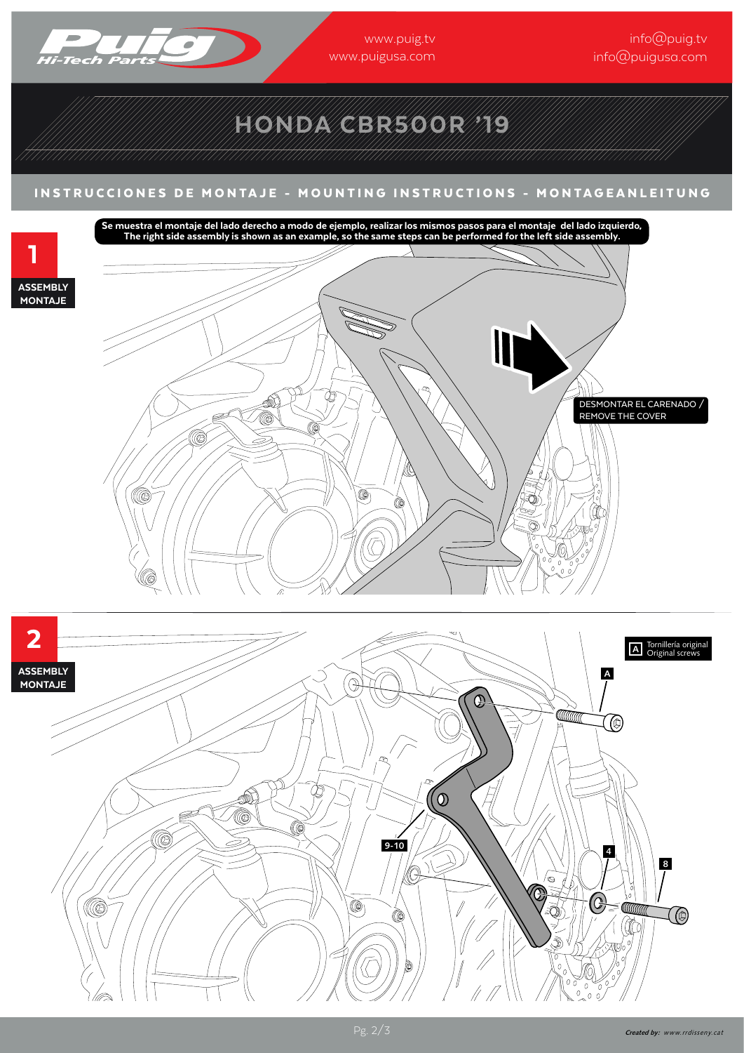# HONDA CBR500R '19

## INSTRUCCIONES DE MONTAJE - MOUNTING INSTRUCTIONS - MONTAGEANLEITUNG

**1**

ASSEMBLY
MONTAJE

**Se muestra el montaje del lado derecho a modo de ejemplo, realizar los mismos pasos para el montaje del lado izquierdo.**
**The right side assembly is shown as an example, so the same steps can be performed for the left side assembly.**

DESMONTAR EL CARENADO / REMOVE THE COVER

**2**

ASSEMBLY
MONTAJE

A Tornillería original / Original screws

A

9-10

4

8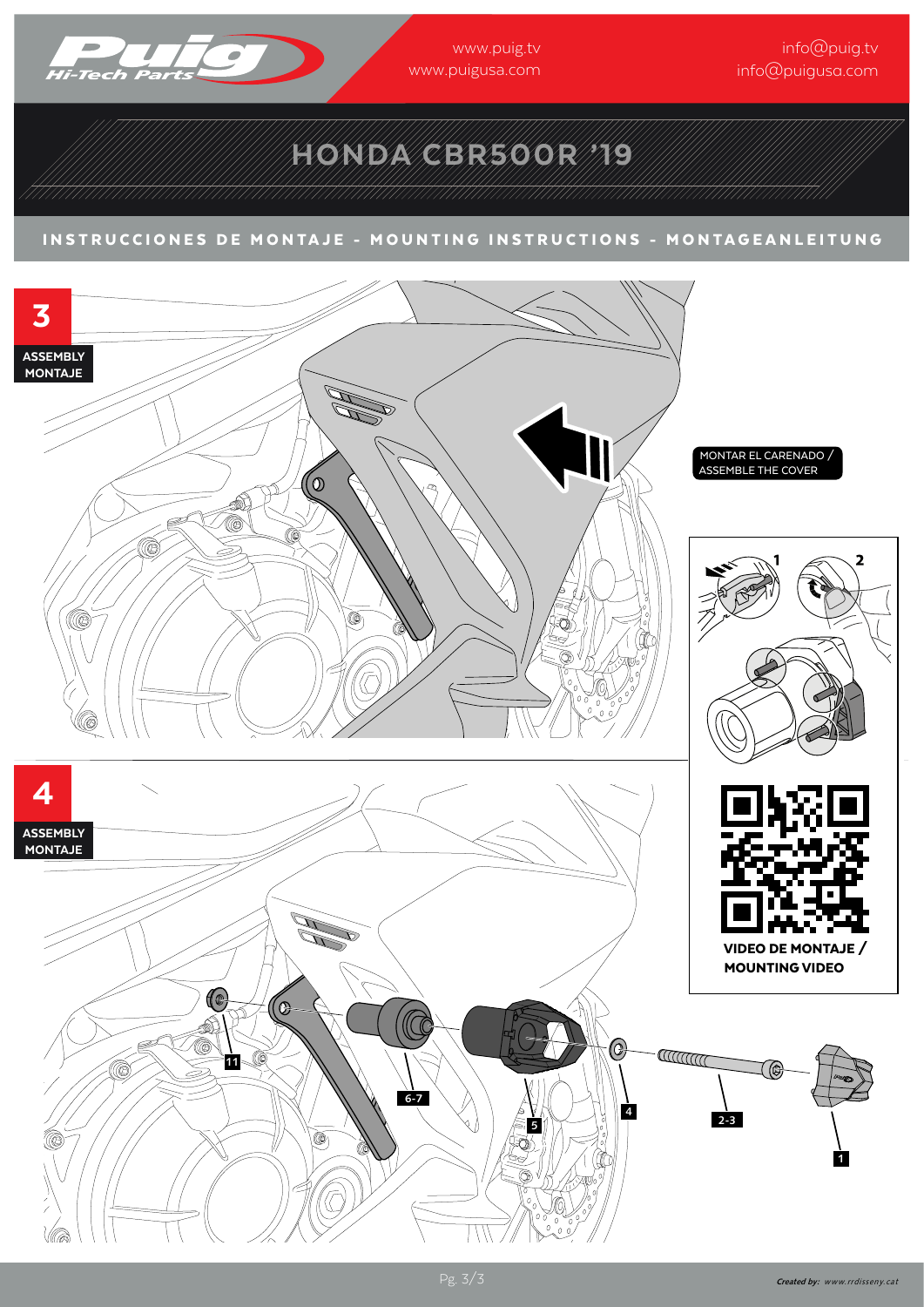www.puig.tv
www.puigusa.com

info@puig.tv
info@puigusa.com

# HONDA CBR500R '19

## INSTRUCCIONES DE MONTAJE - MOUNTING INSTRUCTIONS - MONTAGEANLEITUNG

**3**
**ASSEMBLY**
**MONTAJE**

MONTAR EL CARENADO / ASSEMBLE THE COVER

1
2

**VIDEO DE MONTAJE / MOUNTING VIDEO**

**4**
**ASSEMBLY**
**MONTAJE**

11
6-7
5
4
2-3
1

*Created by: www.rrdisseny.cat*